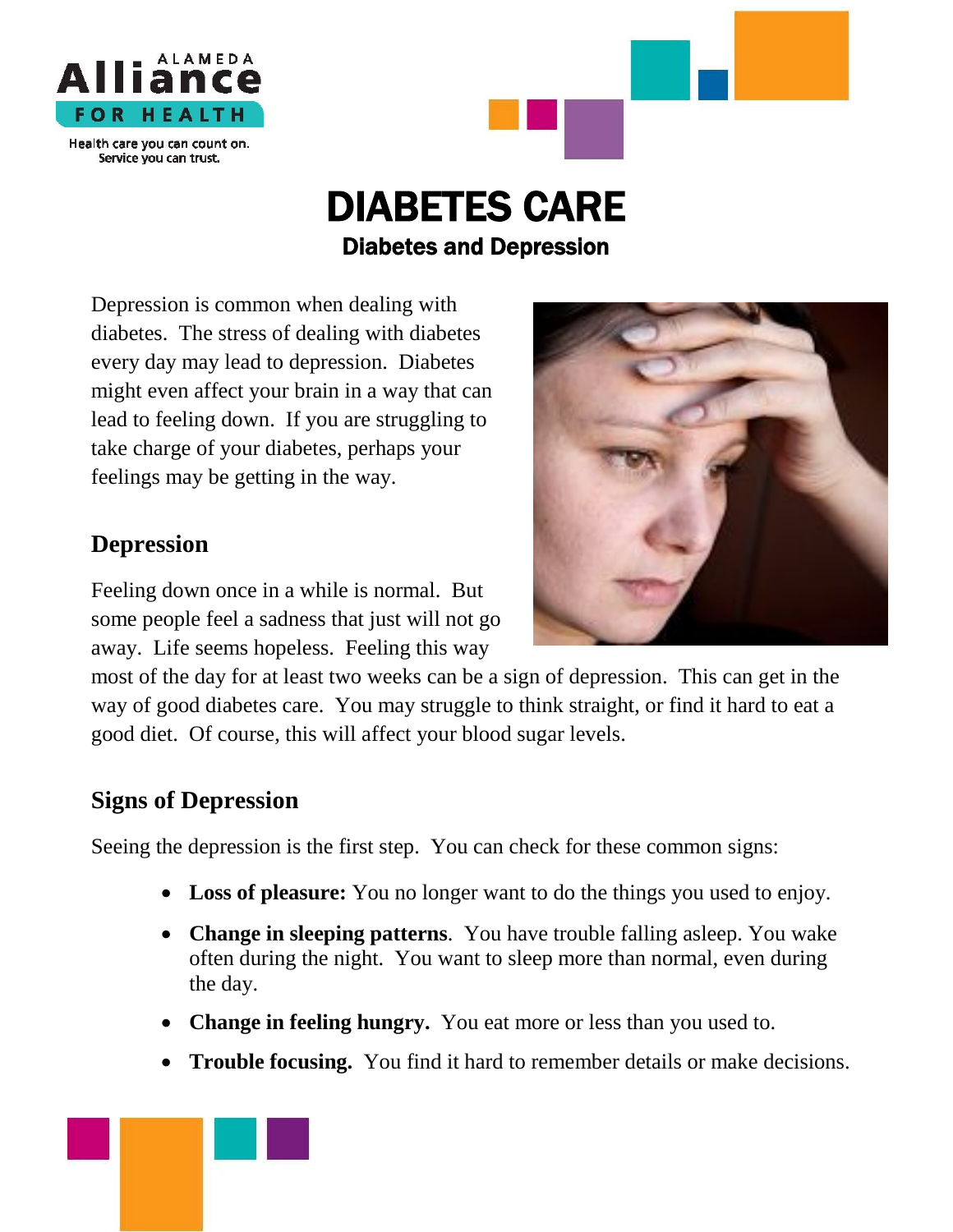ALAMEDA Alliance FOR HEALTH

Health care you can count on. Service you can trust.

# DIABETES CARE

## Diabetes and Depression

Depression is common when dealing with diabetes. The stress of dealing with diabetes every day may lead to depression. Diabetes might even affect your brain in a way that can lead to feeling down. If you are struggling to take charge of your diabetes, perhaps your feelings may be getting in the way.

### Depression

Feeling down once in a while is normal. But some people feel a sadness that just will not go away. Life seems hopeless. Feeling this way most of the day for at least two weeks can be a sign of depression. This can get in the way of good diabetes care. You may struggle to think straight, or find it hard to eat a good diet. Of course, this will affect your blood sugar levels.

### Signs of Depression

Seeing the depression is the first step. You can check for these common signs:

- **Loss of pleasure:** You no longer want to do the things you used to enjoy.
- **Change in sleeping patterns**. You have trouble falling asleep. You wake often during the night. You want to sleep more than normal, even during the day.
- **Change in feeling hungry.** You eat more or less than you used to.
- **Trouble focusing.** You find it hard to remember details or make decisions.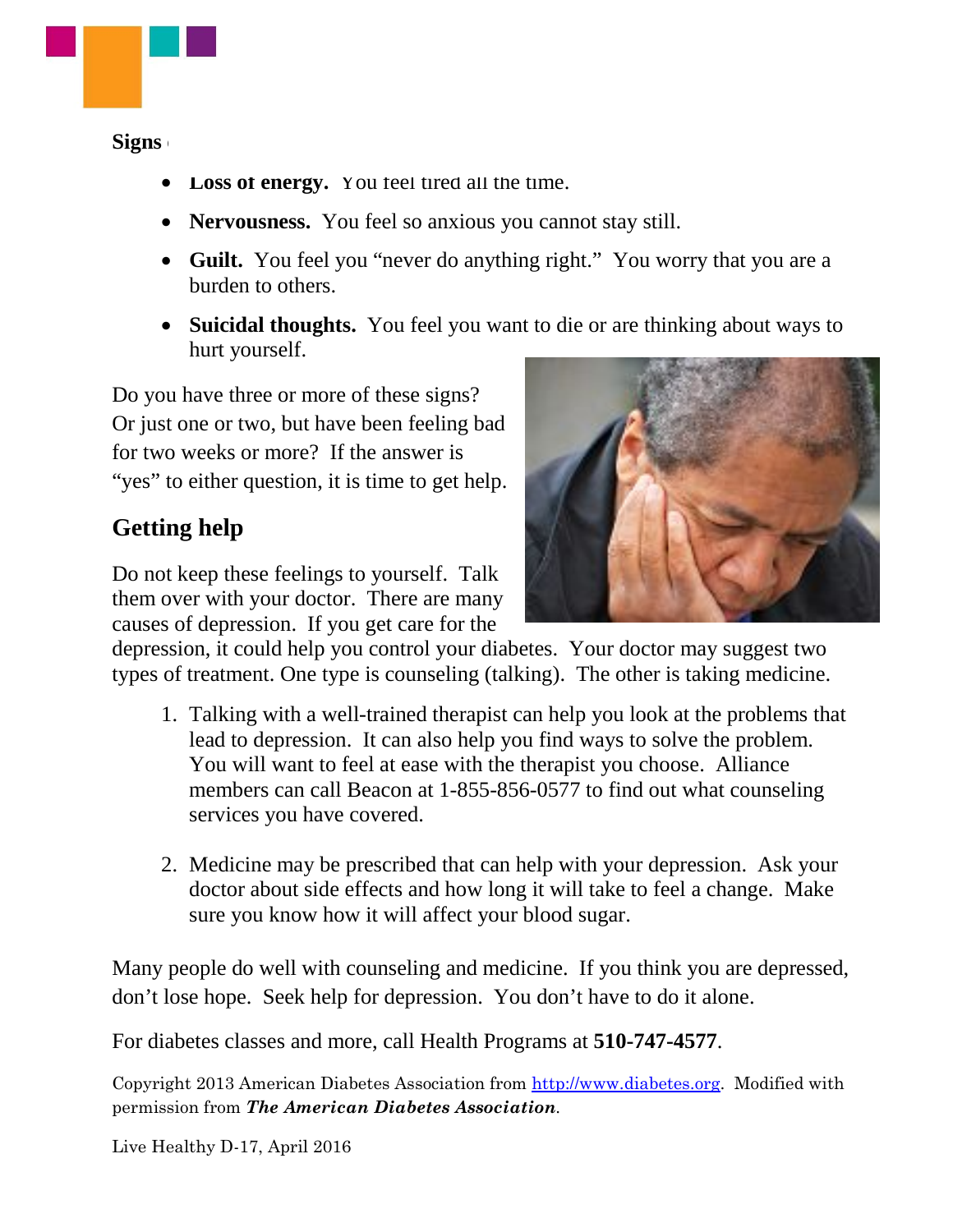**Signs**

- **Loss of energy.** You feel tired all the time.
- **Nervousness.** You feel so anxious you cannot stay still.
- **Guilt.** You feel you "never do anything right." You worry that you are a burden to others.
- **Suicidal thoughts.** You feel you want to die or are thinking about ways to hurt yourself.

Do you have three or more of these signs? Or just one or two, but have been feeling bad for two weeks or more? If the answer is "yes" to either question, it is time to get help.

## Getting help

Do not keep these feelings to yourself. Talk them over with your doctor. There are many causes of depression. If you get care for the depression, it could help you control your diabetes. Your doctor may suggest two types of treatment. One type is counseling (talking). The other is taking medicine.

1. Talking with a well-trained therapist can help you look at the problems that lead to depression. It can also help you find ways to solve the problem. You will want to feel at ease with the therapist you choose. Alliance members can call Beacon at 1-855-856-0577 to find out what counseling services you have covered.

2. Medicine may be prescribed that can help with your depression. Ask your doctor about side effects and how long it will take to feel a change. Make sure you know how it will affect your blood sugar.

Many people do well with counseling and medicine. If you think you are depressed, don't lose hope. Seek help for depression. You don't have to do it alone.

For diabetes classes and more, call Health Programs at **510-747-4577**.

Copyright 2013 American Diabetes Association from http://www.diabetes.org. Modified with permission from ***The American Diabetes Association***.

Live Healthy D-17, April 2016